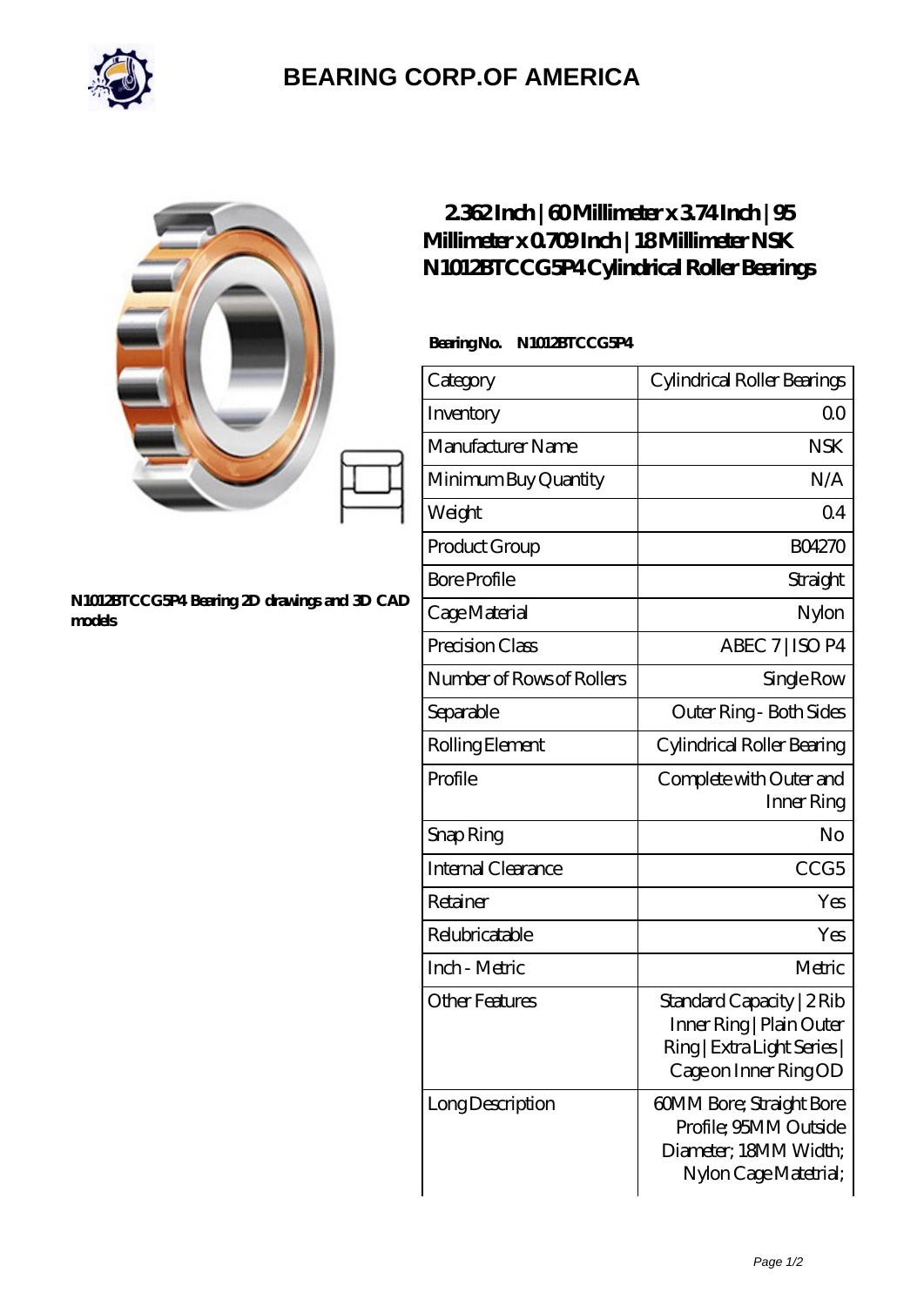# BEARING CORP.OF AMERICA

N1012BTCCG5P4 Bearing 2D drawings and 3D CAD models

## 2.362 Inch | 60 Millimeter x 3.74 Inch | 95 Millimeter x 0.709 Inch | 18 Millimeter NSK N1012BTCCG5P4 Cylindrical Roller Bearings

**Bearing No. N1012BTCCG5P4**

| Category | Cylindrical Roller Bearings |
|---|---|
| Inventory | 0.0 |
| Manufacturer Name | NSK |
| Minimum Buy Quantity | N/A |
| Weight | 0.4 |
| Product Group | B04270 |
| Bore Profile | Straight |
| Cage Material | Nylon |
| Precision Class | ABEC 7 \| ISO P4 |
| Number of Rows of Rollers | Single Row |
| Separable | Outer Ring - Both Sides |
| Rolling Element | Cylindrical Roller Bearing |
| Profile | Complete with Outer and Inner Ring |
| Snap Ring | No |
| Internal Clearance | CCG5 |
| Retainer | Yes |
| Relubricatable | Yes |
| Inch - Metric | Metric |
| Other Features | Standard Capacity \| 2 Rib Inner Ring \| Plain Outer Ring \| Extra Light Series \| Cage on Inner Ring OD |
| Long Description | 60MM Bore; Straight Bore Profile; 95MM Outside Diameter; 18MM Width; Nylon Cage Matetrial; |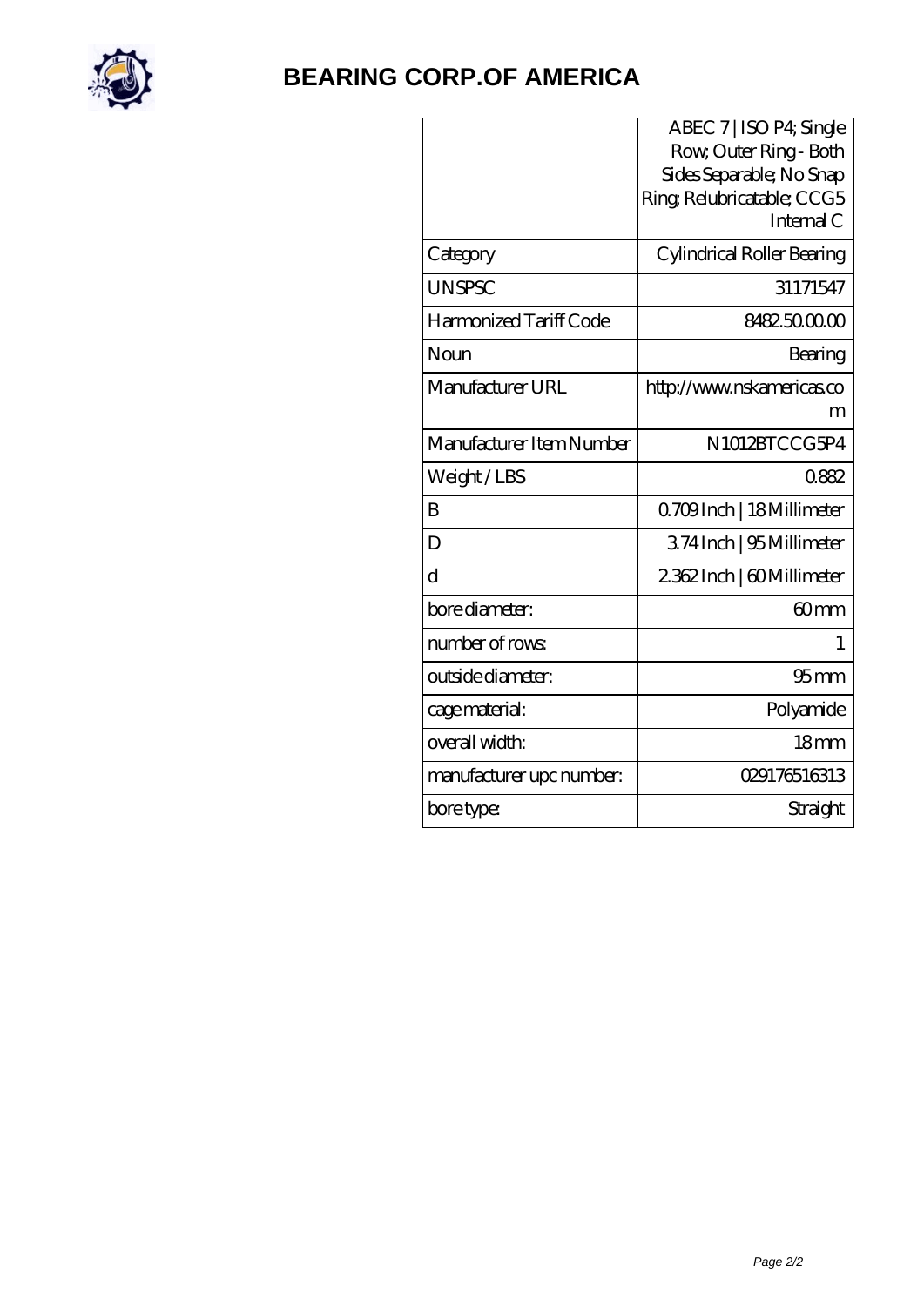# BEARING CORP.OF AMERICA

| | |
|---|---|
| | ABEC 7 \| ISO P4; Single Row; Outer Ring - Both Sides Separable; No Snap Ring; Relubricatable; CCG5 Internal C |
| Category | Cylindrical Roller Bearing |
| UNSPSC | 31171547 |
| Harmonized Tariff Code | 8482.50.00.00 |
| Noun | Bearing |
| Manufacturer URL | http://www.nskamericas.com |
| Manufacturer Item Number | N1012BTCCG5P4 |
| Weight / LBS | 0.882 |
| B | 0.709 Inch \| 18 Millimeter |
| D | 3.74 Inch \| 95 Millimeter |
| d | 2.362 Inch \| 60 Millimeter |
| bore diameter: | 60 mm |
| number of rows: | 1 |
| outside diameter: | 95 mm |
| cage material: | Polyamide |
| overall width: | 18 mm |
| manufacturer upc number: | 029176516313 |
| bore type: | Straight |